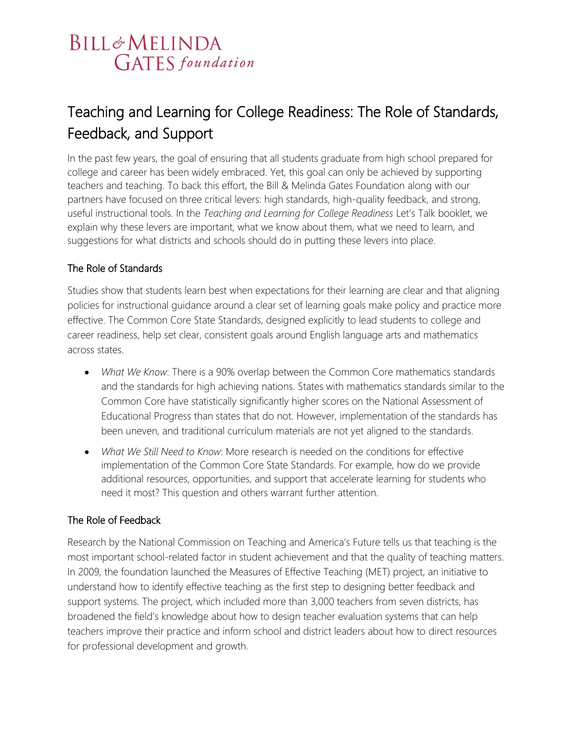BILL & MELINDA GATES foundation

# Teaching and Learning for College Readiness: The Role of Standards, Feedback, and Support

In the past few years, the goal of ensuring that all students graduate from high school prepared for college and career has been widely embraced. Yet, this goal can only be achieved by supporting teachers and teaching. To back this effort, the Bill & Melinda Gates Foundation along with our partners have focused on three critical levers: high standards, high-quality feedback, and strong, useful instructional tools. In the *Teaching and Learning for College Readiness* Let's Talk booklet, we explain why these levers are important, what we know about them, what we need to learn, and suggestions for what districts and schools should do in putting these levers into place.

## The Role of Standards

Studies show that students learn best when expectations for their learning are clear and that aligning policies for instructional guidance around a clear set of learning goals make policy and practice more effective. The Common Core State Standards, designed explicitly to lead students to college and career readiness, help set clear, consistent goals around English language arts and mathematics across states.

- *What We Know*: There is a 90% overlap between the Common Core mathematics standards and the standards for high achieving nations. States with mathematics standards similar to the Common Core have statistically significantly higher scores on the National Assessment of Educational Progress than states that do not. However, implementation of the standards has been uneven, and traditional curriculum materials are not yet aligned to the standards.
- *What We Still Need to Know*: More research is needed on the conditions for effective implementation of the Common Core State Standards. For example, how do we provide additional resources, opportunities, and support that accelerate learning for students who need it most? This question and others warrant further attention.

## The Role of Feedback

Research by the National Commission on Teaching and America's Future tells us that teaching is the most important school-related factor in student achievement and that the quality of teaching matters. In 2009, the foundation launched the Measures of Effective Teaching (MET) project, an initiative to understand how to identify effective teaching as the first step to designing better feedback and support systems. The project, which included more than 3,000 teachers from seven districts, has broadened the field's knowledge about how to design teacher evaluation systems that can help teachers improve their practice and inform school and district leaders about how to direct resources for professional development and growth.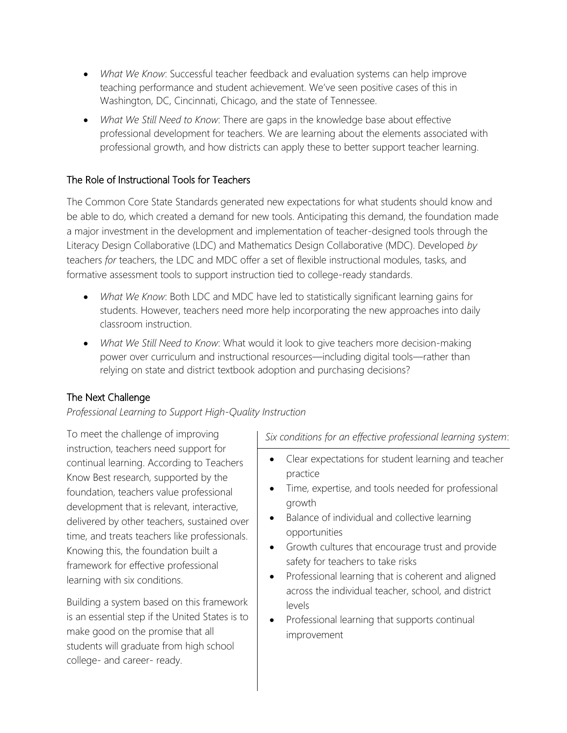- *What We Know*: Successful teacher feedback and evaluation systems can help improve teaching performance and student achievement. We've seen positive cases of this in Washington, DC, Cincinnati, Chicago, and the state of Tennessee.
- *What We Still Need to Know*: There are gaps in the knowledge base about effective professional development for teachers. We are learning about the elements associated with professional growth, and how districts can apply these to better support teacher learning.

## The Role of Instructional Tools for Teachers

The Common Core State Standards generated new expectations for what students should know and be able to do, which created a demand for new tools. Anticipating this demand, the foundation made a major investment in the development and implementation of teacher-designed tools through the Literacy Design Collaborative (LDC) and Mathematics Design Collaborative (MDC). Developed *by* teachers *for* teachers, the LDC and MDC offer a set of flexible instructional modules, tasks, and formative assessment tools to support instruction tied to college-ready standards.

- *What We Know*: Both LDC and MDC have led to statistically significant learning gains for students. However, teachers need more help incorporating the new approaches into daily classroom instruction.
- *What We Still Need to Know*: What would it look to give teachers more decision-making power over curriculum and instructional resources—including digital tools—rather than relying on state and district textbook adoption and purchasing decisions?

## The Next Challenge

*Professional Learning to Support High-Quality Instruction*

To meet the challenge of improving instruction, teachers need support for continual learning. According to Teachers Know Best research, supported by the foundation, teachers value professional development that is relevant, interactive, delivered by other teachers, sustained over time, and treats teachers like professionals. Knowing this, the foundation built a framework for effective professional learning with six conditions.

Building a system based on this framework is an essential step if the United States is to make good on the promise that all students will graduate from high school college- and career- ready.

*Six conditions for an effective professional learning system*:

- Clear expectations for student learning and teacher practice
- Time, expertise, and tools needed for professional growth
- Balance of individual and collective learning opportunities
- Growth cultures that encourage trust and provide safety for teachers to take risks
- Professional learning that is coherent and aligned across the individual teacher, school, and district levels
- Professional learning that supports continual improvement